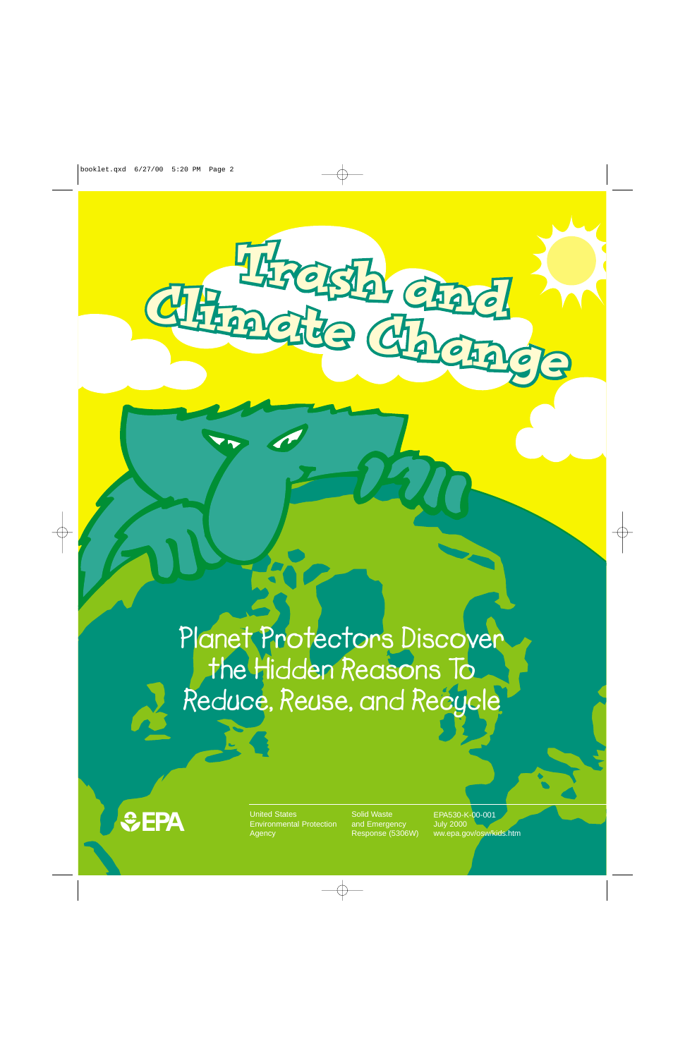# Trash and Climate Change

## Planet Protectors Discover the Hidden Reasons To Reduce, Reuse, and Recycle

EPA

United States Environmental Protection Agency

Solid Waste and Emergency Response (5306W)

EPA530-K-00-001
July 2000
ww.epa.gov/osw/kids.htm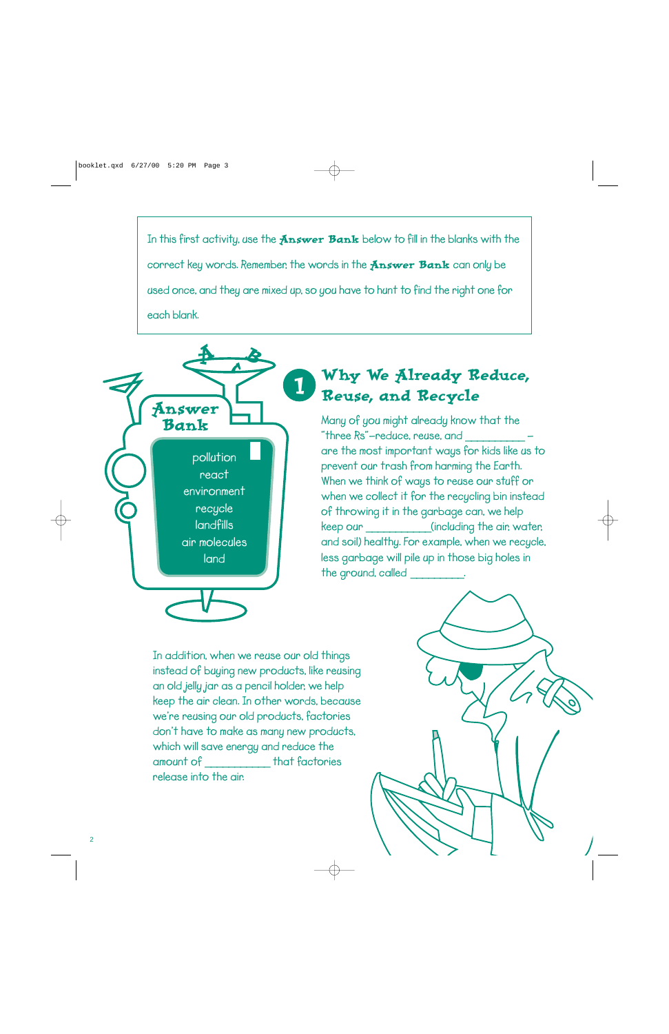In this first activity, use the **Answer Bank** below to fill in the blanks with the correct key words. Remember, the words in the **Answer Bank** can only be used once, and they are mixed up, so you have to hunt to find the right one for each blank.

**Answer Bank**

- pollution
- react
- environment
- recycle
- landfills
- air molecules
- land

## 1 Why We Already Reduce, Reuse, and Recycle

Many of you might already know that the "three Rs"—reduce, reuse, and __________ – are the most important ways for kids like us to prevent our trash from harming the Earth. When we think of ways to reuse our stuff or when we collect it for the recycling bin instead of throwing it in the garbage can, we help keep our ___________(including the air, water, and soil) healthy. For example, when we recycle, less garbage will pile up in those big holes in the ground, called _________.

In addition, when we reuse our old things instead of buying new products, like reusing an old jelly jar as a pencil holder, we help keep the air clean. In other words, because we're reusing our old products, factories don't have to make as many new products, which will save energy and reduce the amount of ___________ that factories release into the air.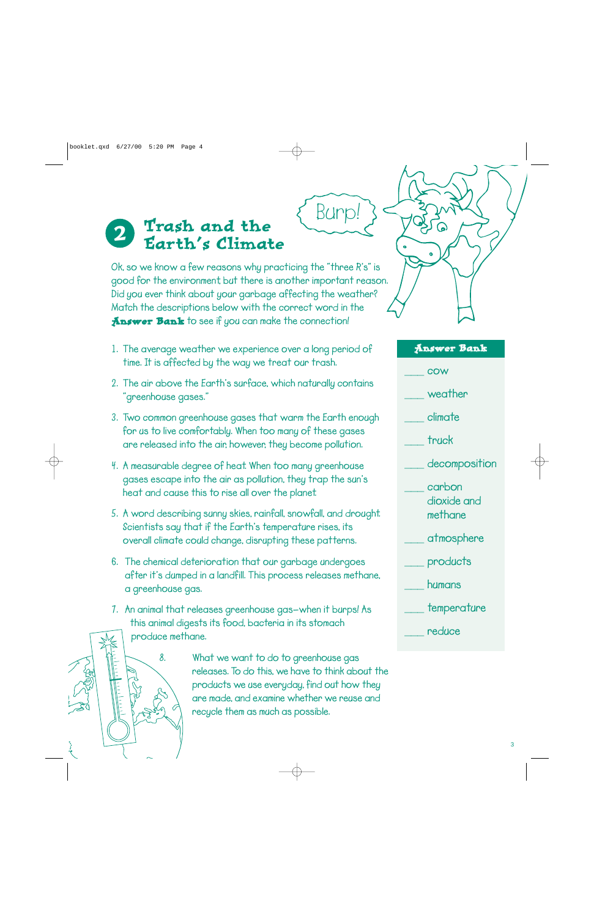## 2 Trash and the Earth's Climate

Burp!

Ok, so we know a few reasons why practicing the "three R's" is good for the environment, but there is another important reason. Did you ever think about your garbage affecting the weather? Match the descriptions below with the correct word in the **Answer Bank** to see if you can make the connection!

1. The average weather we experience over a long period of time. It is affected by the way we treat our trash.
2. The air above the Earth's surface, which naturally contains "greenhouse gases."
3. Two common greenhouse gases that warm the Earth enough for us to live comfortably. When too many of these gases are released into the air, however, they become pollution.
4. A measurable degree of heat. When too many greenhouse gases escape into the air as pollution, they trap the sun's heat and cause this to rise all over the planet.
5. A word describing sunny skies, rainfall, snowfall, and drought. Scientists say that if the Earth's temperature rises, its overall climate could change, disrupting these patterns.
6. The chemical deterioration that our garbage undergoes after it's dumped in a landfill. This process releases methane, a greenhouse gas.
7. An animal that releases greenhouse gas—when it burps! As this animal digests its food, bacteria in its stomach produce methane.
8. What we want to do to greenhouse gas releases. To do this, we have to think about the products we use everyday, find out how they are made, and examine whether we reuse and recycle them as much as possible.

### Answer Bank

- ____ cow
- ____ weather
- ____ climate
- ____ truck
- ____ decomposition
- ____ carbon dioxide and methane
- ____ atmosphere
- ____ products
- ____ humans
- ____ temperature
- ____ reduce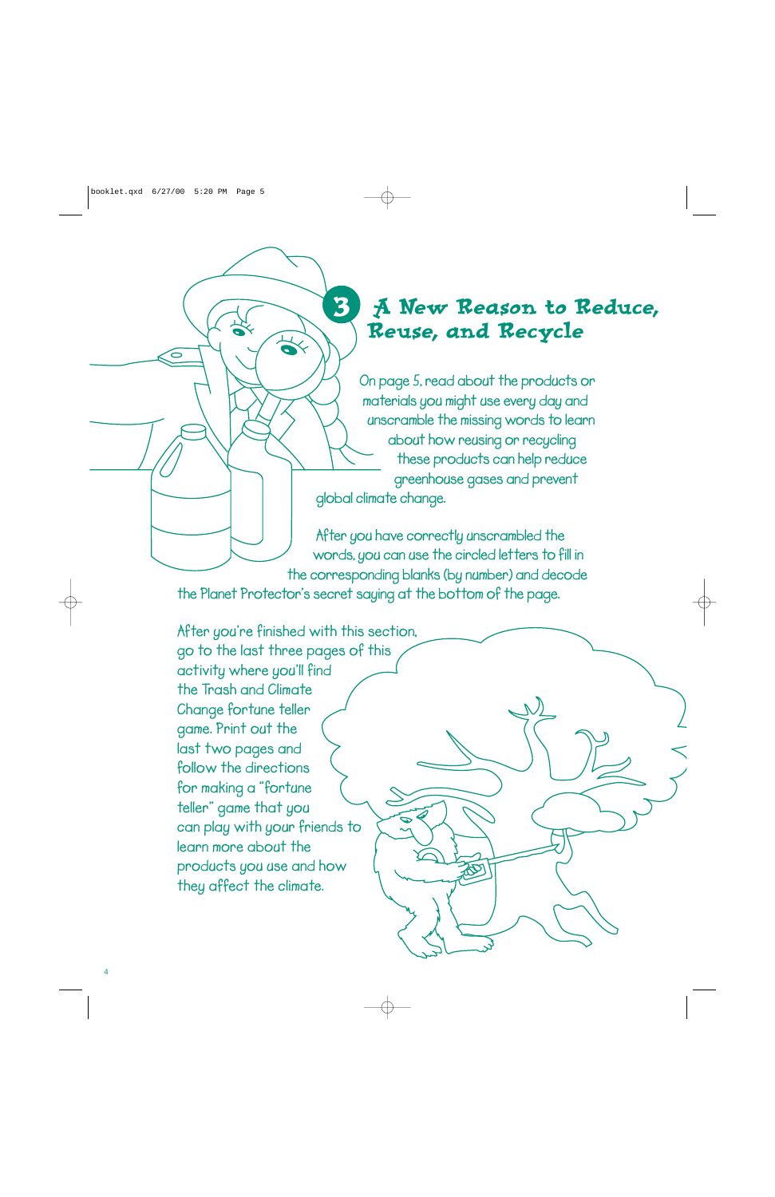# 3 A New Reason to Reduce, Reuse, and Recycle

On page 5, read about the products or materials you might use every day and unscramble the missing words to learn about how reusing or recycling these products can help reduce greenhouse gases and prevent global climate change.

After you have correctly unscrambled the words, you can use the circled letters to fill in the corresponding blanks (by number) and decode the Planet Protector's secret saying at the bottom of the page.

After you're finished with this section, go to the last three pages of this activity where you'll find the Trash and Climate Change fortune teller game. Print out the last two pages and follow the directions for making a "fortune teller" game that you can play with your friends to learn more about the products you use and how they affect the climate.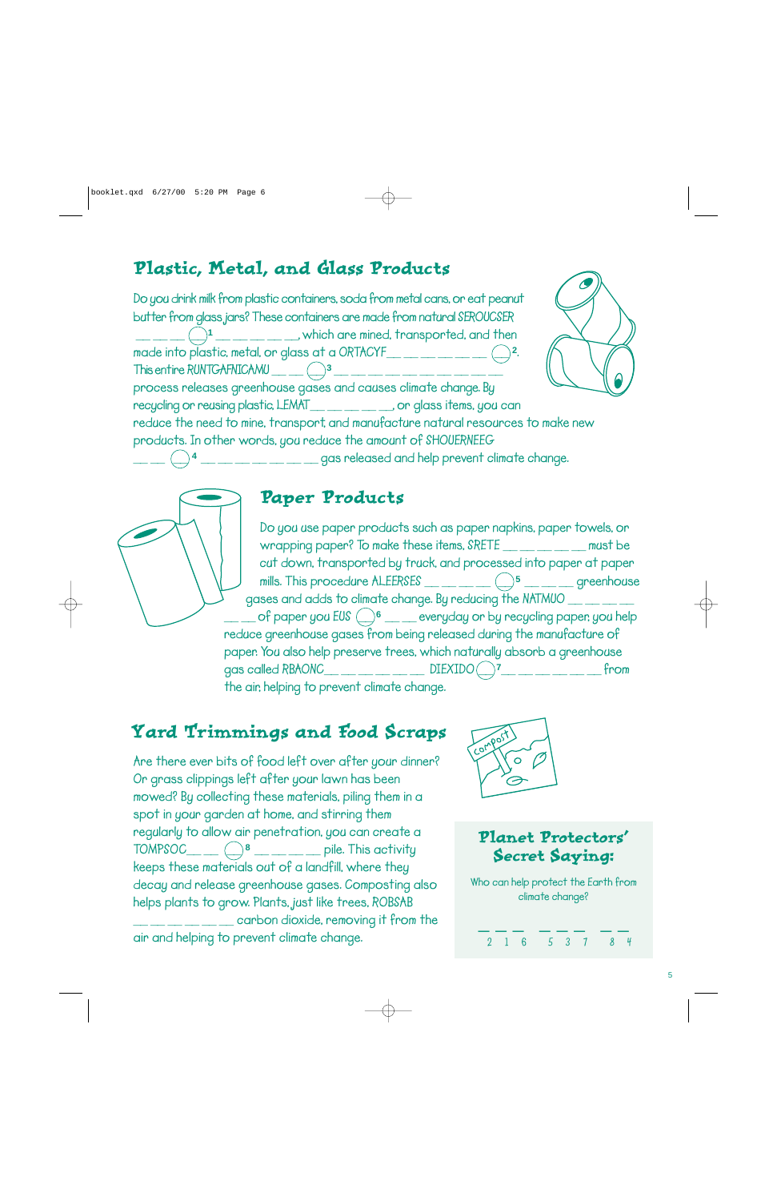## Plastic, Metal, and Glass Products

Do you drink milk from plastic containers, soda from metal cans, or eat peanut butter from glass jars? These containers are made from natural SEROUCSER \_\_ \_\_ \_\_ \_\_ ◯[1] \_\_ \_\_ \_\_ \_\_ \_\_, which are mined, transported, and then made into plastic, metal, or glass at a ORTACYF \_\_ \_\_ \_\_ \_\_ \_\_ \_\_ ◯[2]. This entire RUNTGAFNICAMU \_\_ \_\_ ◯[3] \_\_ \_\_ \_\_ \_\_ \_\_ \_\_ \_\_ \_\_ \_\_ \_\_ process releases greenhouse gases and causes climate change. By recycling or reusing plastic, LEMAT \_\_ \_\_ \_\_ \_\_ \_\_, or glass items, you can reduce the need to mine, transport, and manufacture natural resources to make new products. In other words, you reduce the amount of SHOUERNEEG \_\_ \_\_ ◯[4] \_\_ \_\_ \_\_ \_\_ \_\_ \_\_ \_\_ gas released and help prevent climate change.

## Paper Products

Do you use paper products such as paper napkins, paper towels, or wrapping paper? To make these items, SRETE \_\_ \_\_ \_\_ \_\_ \_\_ must be cut down, transported by truck, and processed into paper at paper mills. This procedure ALEERSES \_\_ \_\_ \_\_ \_\_ ◯[5] \_\_ \_\_ \_\_ greenhouse gases and adds to climate change. By reducing the NATMUO \_\_ \_\_ \_\_ \_\_ \_\_ \_\_ of paper you EUS ◯[6] \_\_ \_\_ everyday or by recycling paper, you help reduce greenhouse gases from being released during the manufacture of paper. You also help preserve trees, which naturally absorb a greenhouse gas called RBAONC \_\_ \_\_ \_\_ \_\_ \_\_ \_\_ DIEXIDO ◯[7] \_\_ \_\_ \_\_ \_\_ \_\_ \_\_ from the air, helping to prevent climate change.

## Yard Trimmings and Food Scraps

Are there ever bits of food left over after your dinner? Or grass clippings left after your lawn has been mowed? By collecting these materials, piling them in a spot in your garden at home, and stirring them regularly to allow air penetration, you can create a TOMPSOC \_\_ \_\_ ◯[8] \_\_ \_\_ \_\_ \_\_ pile. This activity keeps these materials out of a landfill, where they decay and release greenhouse gases. Composting also helps plants to grow. Plants, just like trees, ROBSAB \_\_ \_\_ \_\_ \_\_ \_\_ \_\_ carbon dioxide, removing it from the air and helping to prevent climate change.

## Planet Protectors' Secret Saying:

Who can help protect the Earth from climate change?

\_\_ \_\_ \_\_ &nbsp;&nbsp; \_\_ \_\_ \_\_ &nbsp;&nbsp; \_\_ \_\_

2 1 6 &nbsp;&nbsp; 5 3 7 &nbsp;&nbsp; 8 4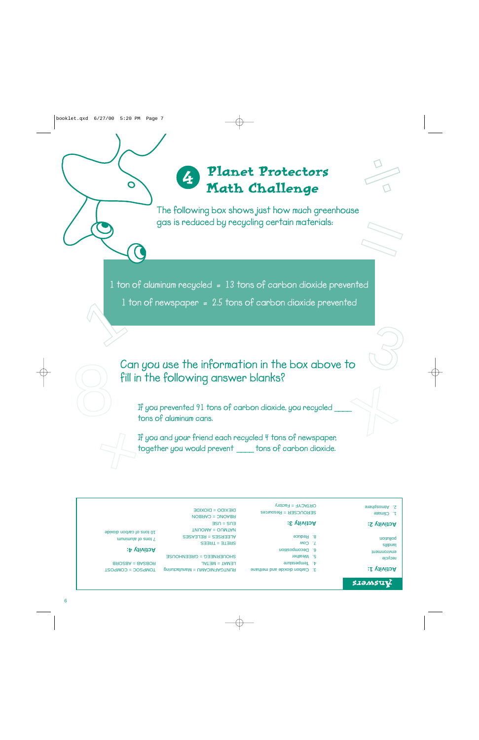## 4 Planet Protectors Math Challenge

The following box shows just how much greenhouse gas is reduced by recycling certain materials:

1 ton of aluminum recycled = 13 tons of carbon dioxide prevented

1 ton of newspaper = 2.5 tons of carbon dioxide prevented

Can you use the information in the box above to fill in the following answer blanks?

If you prevented 91 tons of carbon dioxide, you recycled ____ tons of aluminum cans.

If you and your friend each recycled 4 tons of newspaper, together you would prevent ____ tons of carbon dioxide.

## Answers

**Activity 1:**
recycle
environment
landfills
pollution

**Activity 2:**
1. Climate
2. Atmosphere
3. Carbon dioxide and methane
4. Temperature
5. Weather
6. Decomposition
7. Cow
8. Reduce

**Activity 3:**
SEROUCSER = Resources
ORTACFY = Factory
RUNTGAFANICMAU = Manufacturing
LEMAT = METAL
SHOUENNREGE = GREENHOUSE
SRETE = TREES
ALEERSES = RELEASES
NATMUO = AMOUNT
EUS = USE
RBAONC = CARBON
OIEXIDD = DIOXIDE

**Activity 4:**
7 tons of aluminum
10 tons of carbon dioxide
TOMPSOC = COMPOST
ROBSAB = ABSORB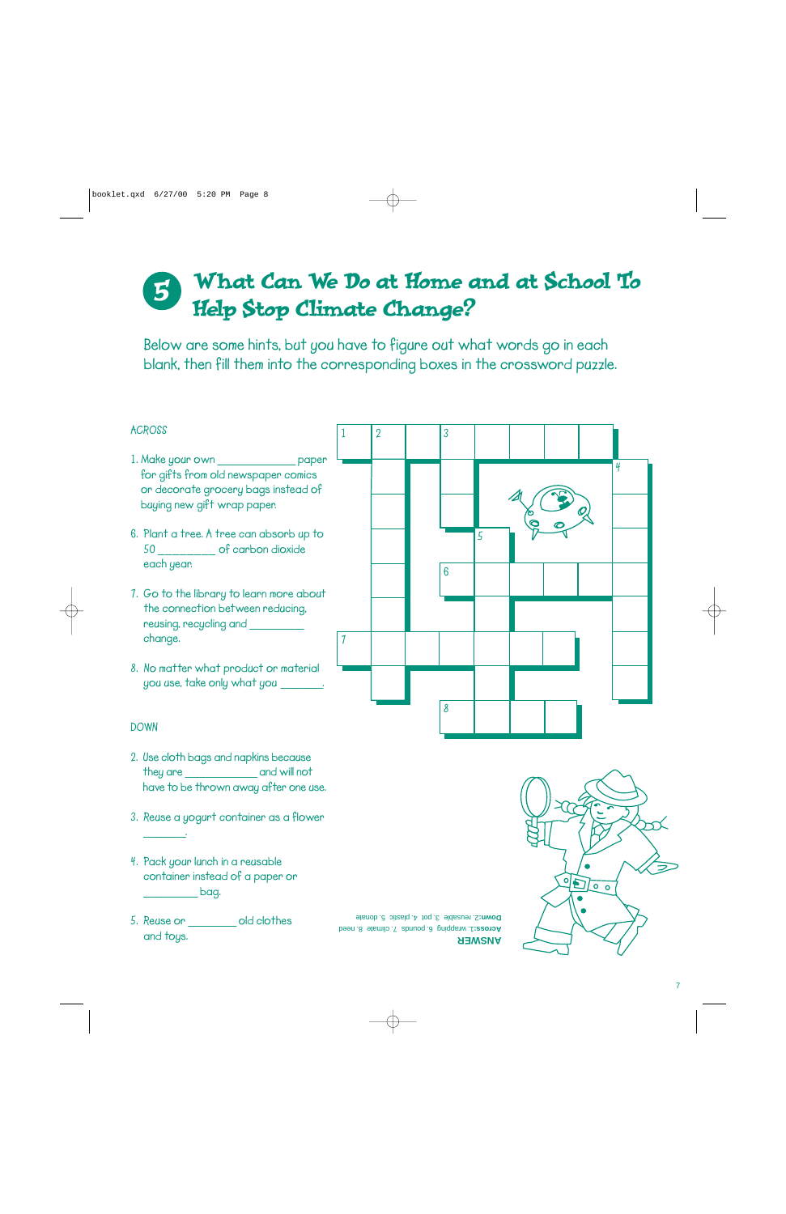# 5 What Can We Do at Home and at School To Help Stop Climate Change?

Below are some hints, but you have to figure out what words go in each blank, then fill them into the corresponding boxes in the crossword puzzle.

### ACROSS

1. Make your own ____________ paper for gifts from old newspaper comics or decorate grocery bags instead of buying new gift wrap paper.

6. Plant a tree. A tree can absorb up to 50 _________ of carbon dioxide each year.

7. Go to the library to learn more about the connection between reducing, reusing, recycling and _________ change.

8. No matter what product or material you use, take only what you _______.

### DOWN

2. Use cloth bags and napkins because they are ____________ and will not have to be thrown away after one use.

3. Reuse a yogurt container as a flower _______.

4. Pack your lunch in a reusable container instead of a paper or _________ bag.

5. Reuse or ________ old clothes and toys.

**ANSWER**

**Across:** 1. wrapping 6. pounds 7. climate 8. need

**Down:** 2. reusable 3. pot 4. plastic 5. donate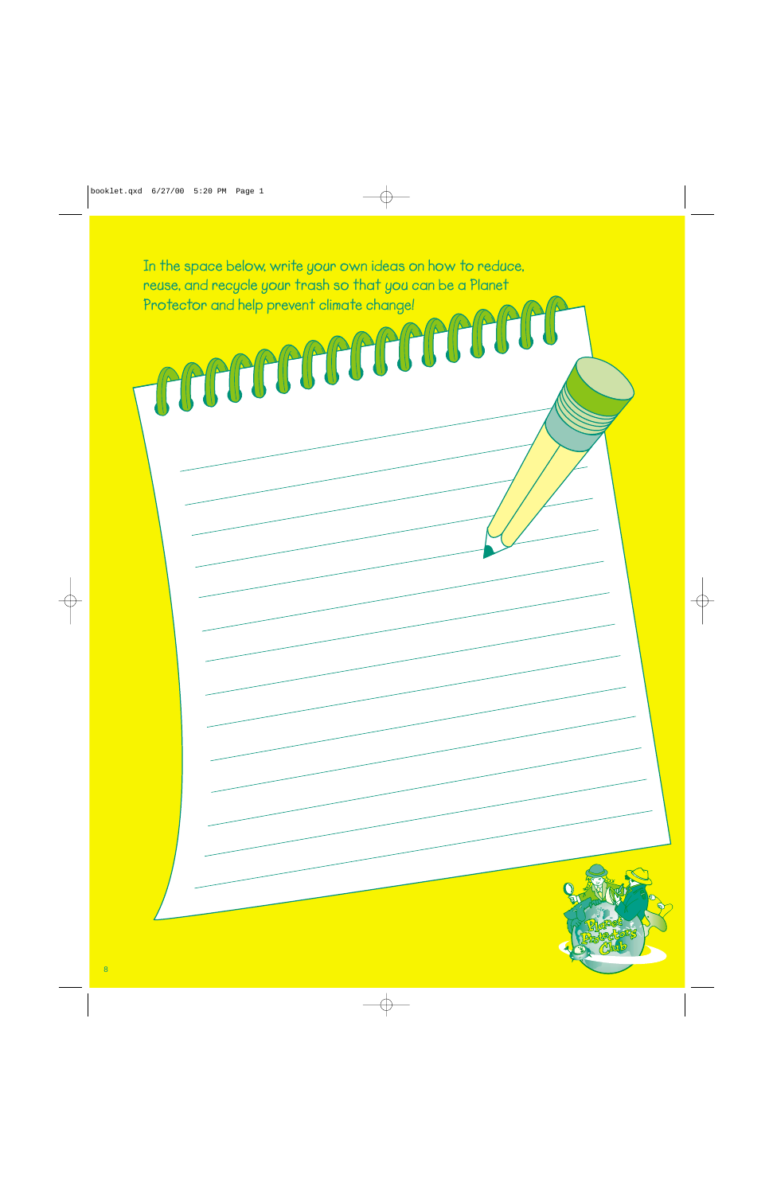In the space below, write your own ideas on how to reduce, reuse, and recycle your trash so that you can be a Planet Protector and help prevent climate change!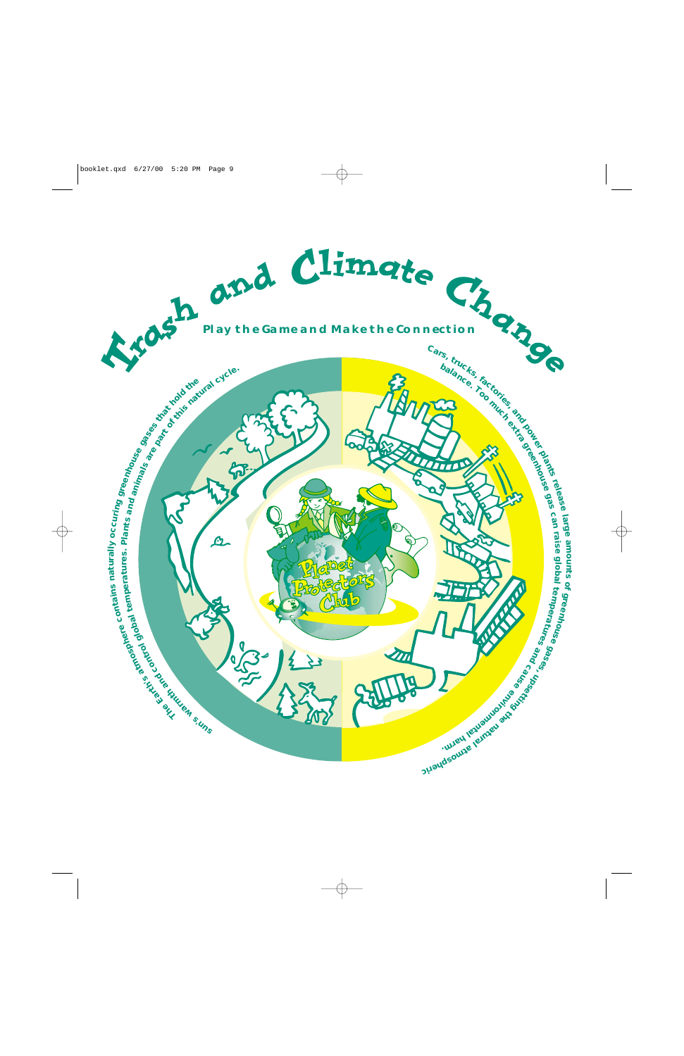# Trash and Climate Change

**Play the Game and Make the Connection**

The Earth's atmosphere contains naturally occuring greenhouse gases that hold the sun's warmth and control global temperatures. Plants and animals are part of this natural cycle.

Cars, trucks, factories, and power plants release large amounts of greenhouse gases, upsetting the natural atmospheric balance. Too much extra greenhouse gas can raise global temperatures and cause environmental harm.

Planet Protectors Club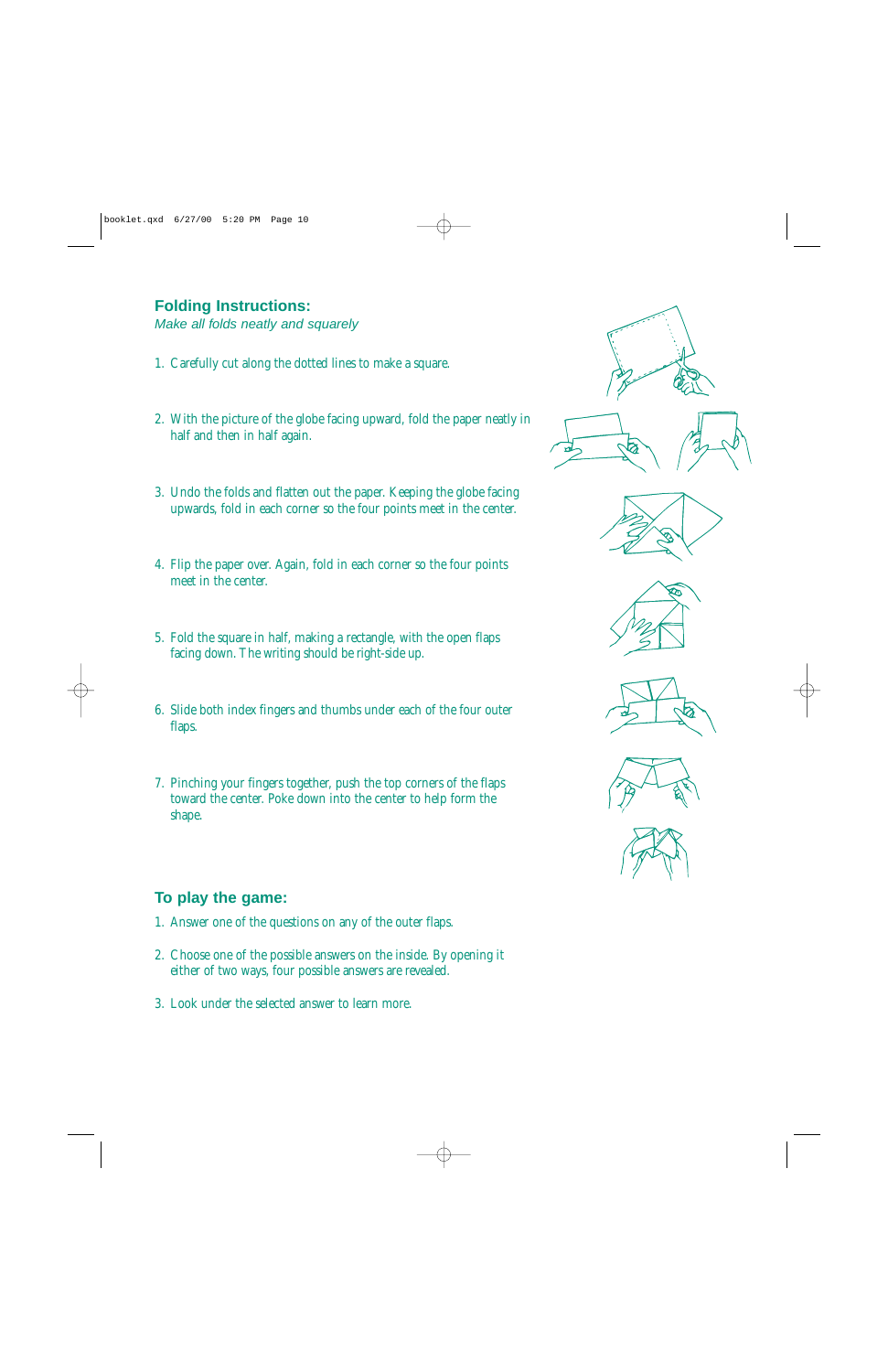## Folding Instructions:

*Make all folds neatly and squarely*

1. Carefully cut along the dotted lines to make a square.
2. With the picture of the globe facing upward, fold the paper neatly in half and then in half again.
3. Undo the folds and flatten out the paper. Keeping the globe facing upwards, fold in each corner so the four points meet in the center.
4. Flip the paper over. Again, fold in each corner so the four points meet in the center.
5. Fold the square in half, making a rectangle, with the open flaps facing down. The writing should be right-side up.
6. Slide both index fingers and thumbs under each of the four outer flaps.
7. Pinching your fingers together, push the top corners of the flaps toward the center. Poke down into the center to help form the shape.

## To play the game:

1. Answer one of the questions on any of the outer flaps.
2. Choose one of the possible answers on the inside. By opening it either of two ways, four possible answers are revealed.
3. Look under the selected answer to learn more.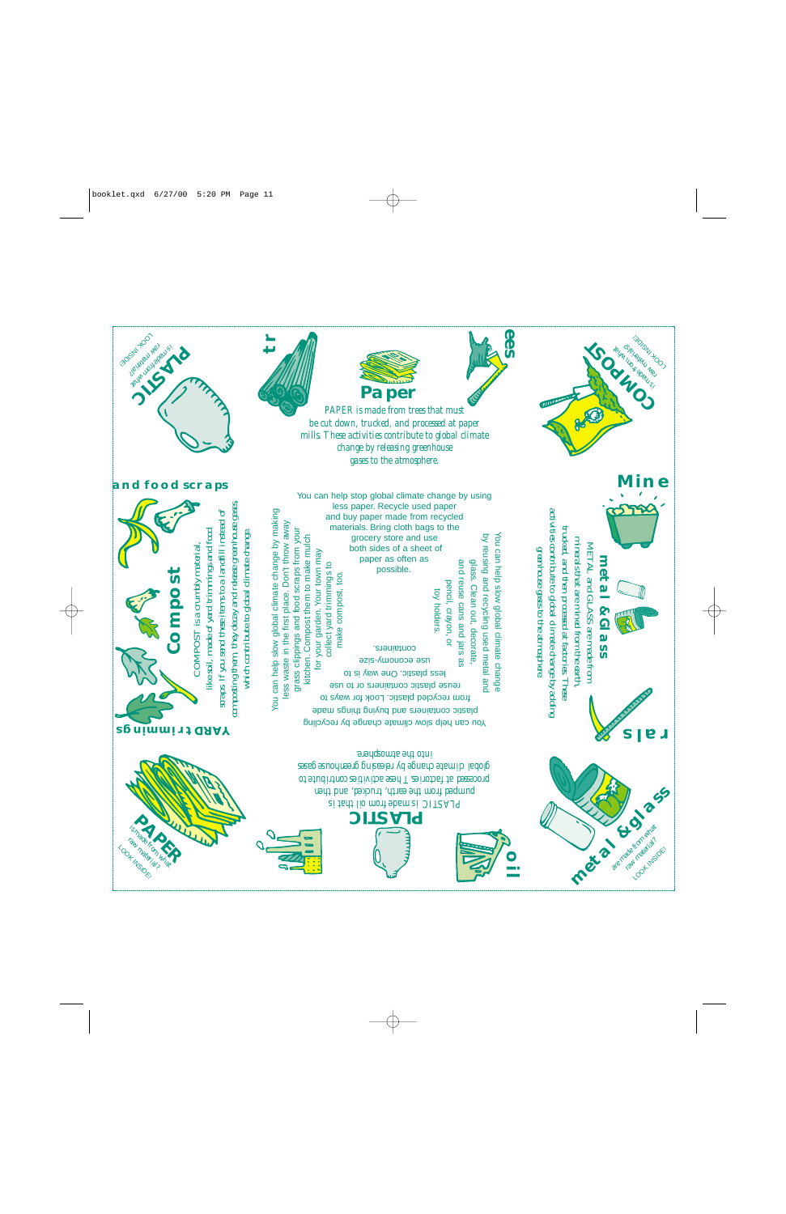## PLASTIC

is made from what raw material? LOOK INSIDE!

## COMPOST

is made from what raw material? LOOK INSIDE!

## PAPER

is made from what raw material? LOOK INSIDE!

## metal & glass

are made from what raw material? LOOK INSIDE!

## trees

## Paper

PAPER is made from trees that must be cut down, trucked, and processed at paper mills. These activities contribute to global climate change by releasing greenhouse gases to the atmosphere.

You can help stop global climate change by using less paper. Recycle used paper and buy paper made from recycled materials. Bring cloth bags to the grocery store and use both sides of a sheet of paper as often as possible.

## Minerals

## metal & Glass

METAL and GLASS are made from minerals that are mined from the earth, trucked, and then processed at factories. These activities contribute to global climate change by adding greenhouse gases to the atmosphere.

You can help slow global climate change by reusing and recycling used metal and glass. Clean out, decorate, and reuse cans and jars as pencil, crayon, or toy holders.

## oil

## PLASTIC

PLASTIC is made from oil that is pumped from the earth, trucked, and then processed at factories. These activities contribute to global climate change by releasing greenhouse gases into the atmosphere.

You can help slow climate change by recycling plastic containers and buying things made from recycled plastic. Look for ways to reuse plastic containers or to use less plastic. One way is to use economy-size containers.

## YARD trimmings and food scraps

## Compost

COMPOST is a crumbly material, like soil, made of yard trimmings and food scraps. If you send these items to a landfill instead of composting them, they decay and release greenhouse gases, which contribute to global climate change.

You can help slow global climate change by making less waste in the first place. Don't throw away grass clippings and food scraps from your kitchen. Compost them to make mulch for your garden. Your town may collect yard trimmings to make compost, too.